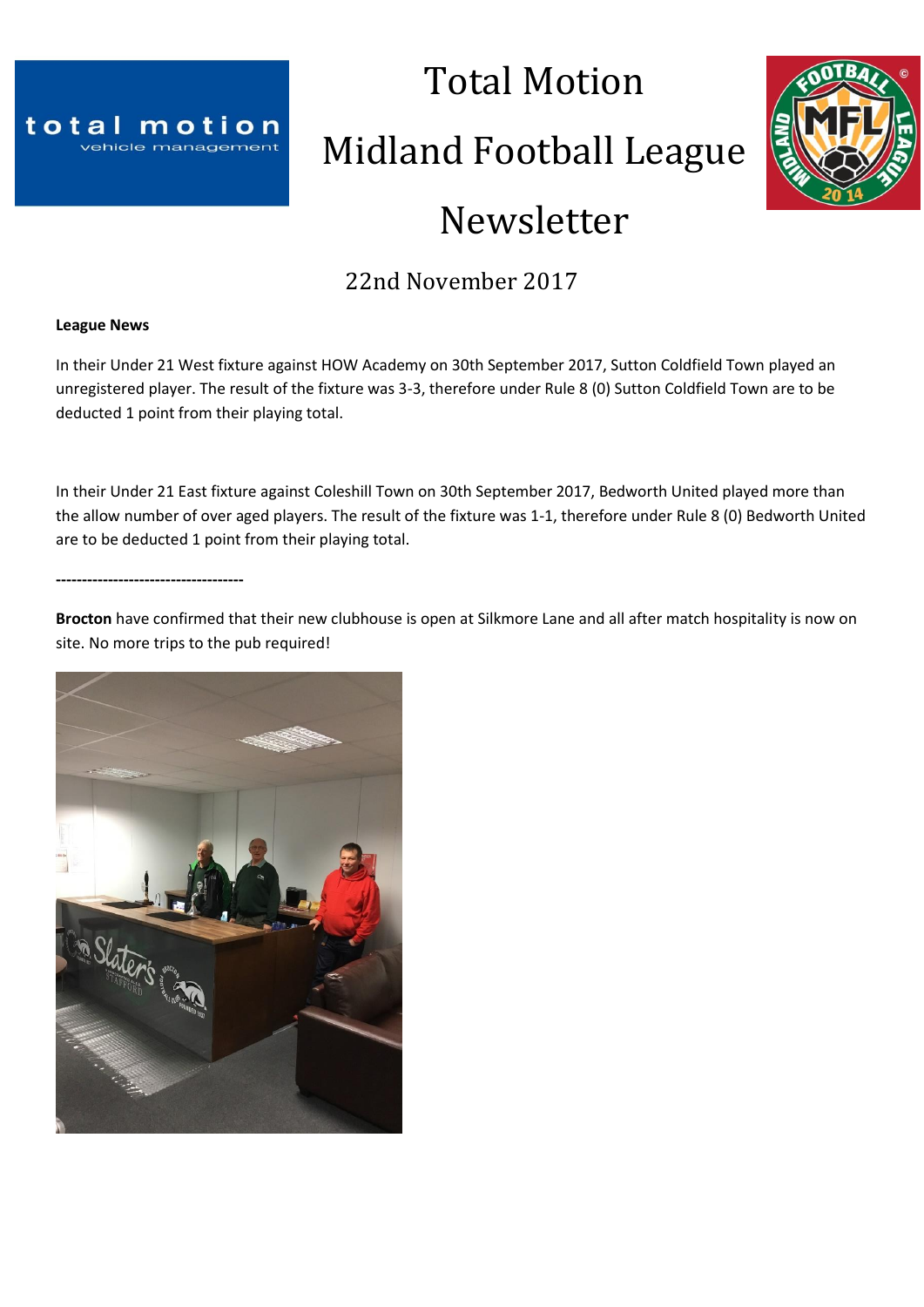# Total Motion Midland Football League Newsletter

22nd November 2017

**League News**

In their Under 21 West fixture against HOW Academy on 30th September 2017, Sutton Coldfield Town played an unregistered player. The result of the fixture was 3-3, therefore under Rule 8 (0) Sutton Coldfield Town are to be deducted 1 point from their playing total.

In their Under 21 East fixture against Coleshill Town on 30th September 2017, Bedworth United played more than the allow number of over aged players. The result of the fixture was 1-1, therefore under Rule 8 (0) Bedworth United are to be deducted 1 point from their playing total.

------------------------------------

**Brocton** have confirmed that their new clubhouse is open at Silkmore Lane and all after match hospitality is now on site. No more trips to the pub required!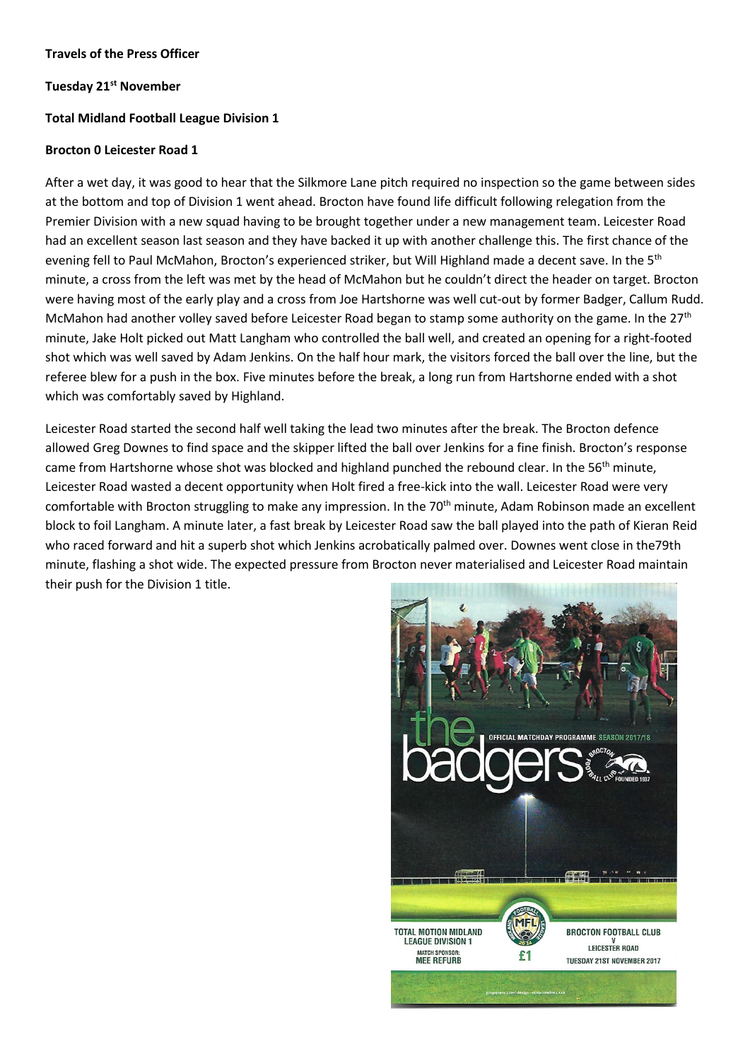**Travels of the Press Officer**

**Tuesday 21st November**

**Total Midland Football League Division 1**

**Brocton 0 Leicester Road 1**

After a wet day, it was good to hear that the Silkmore Lane pitch required no inspection so the game between sides at the bottom and top of Division 1 went ahead. Brocton have found life difficult following relegation from the Premier Division with a new squad having to be brought together under a new management team. Leicester Road had an excellent season last season and they have backed it up with another challenge this. The first chance of the evening fell to Paul McMahon, Brocton's experienced striker, but Will Highland made a decent save. In the 5th minute, a cross from the left was met by the head of McMahon but he couldn't direct the header on target. Brocton were having most of the early play and a cross from Joe Hartshorne was well cut-out by former Badger, Callum Rudd. McMahon had another volley saved before Leicester Road began to stamp some authority on the game. In the 27th minute, Jake Holt picked out Matt Langham who controlled the ball well, and created an opening for a right-footed shot which was well saved by Adam Jenkins. On the half hour mark, the visitors forced the ball over the line, but the referee blew for a push in the box. Five minutes before the break, a long run from Hartshorne ended with a shot which was comfortably saved by Highland.

Leicester Road started the second half well taking the lead two minutes after the break. The Brocton defence allowed Greg Downes to find space and the skipper lifted the ball over Jenkins for a fine finish. Brocton's response came from Hartshorne whose shot was blocked and highland punched the rebound clear. In the 56th minute, Leicester Road wasted a decent opportunity when Holt fired a free-kick into the wall. Leicester Road were very comfortable with Brocton struggling to make any impression. In the 70th minute, Adam Robinson made an excellent block to foil Langham. A minute later, a fast break by Leicester Road saw the ball played into the path of Kieran Reid who raced forward and hit a superb shot which Jenkins acrobatically palmed over. Downes went close in the79th minute, flashing a shot wide. The expected pressure from Brocton never materialised and Leicester Road maintain their push for the Division 1 title.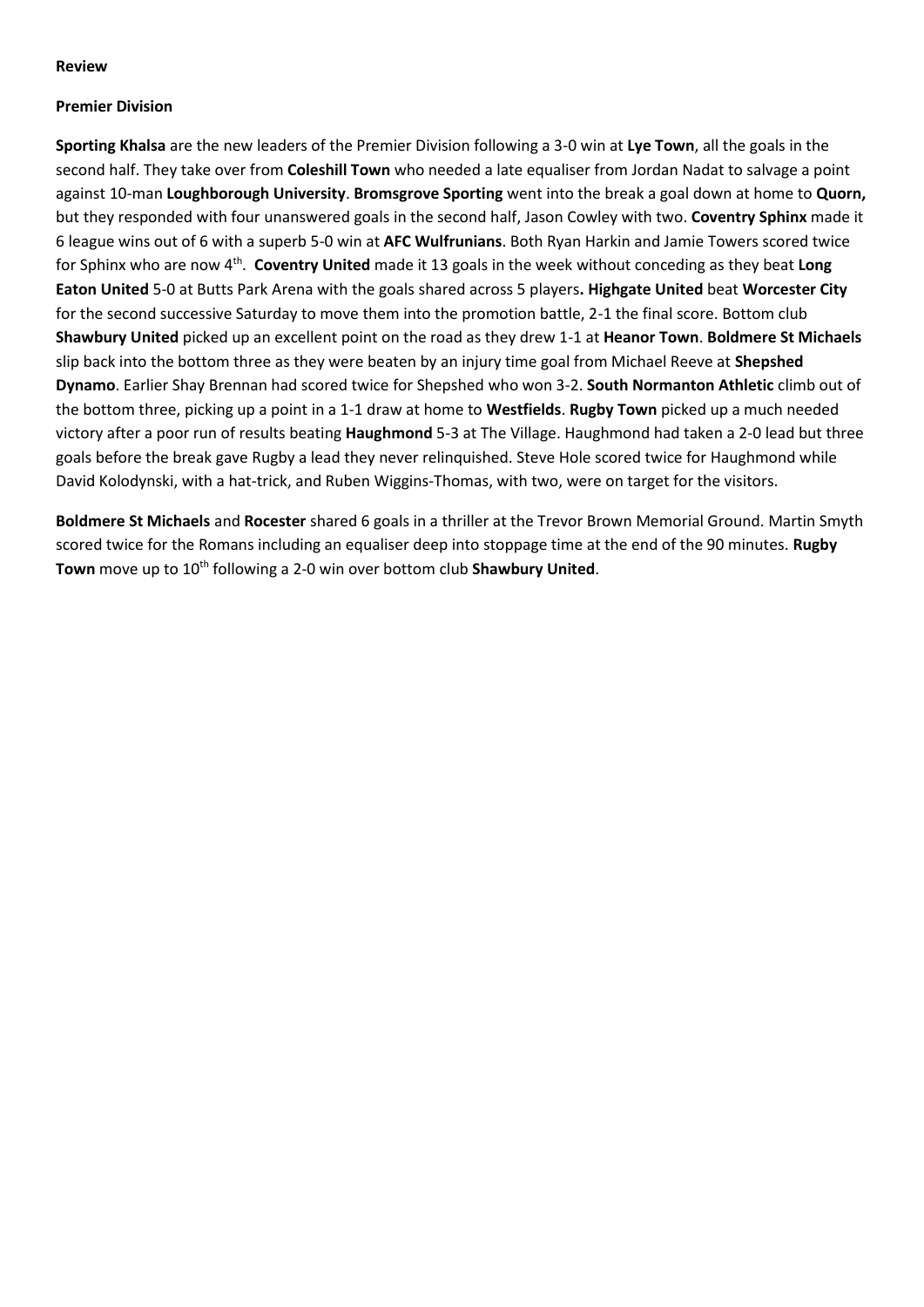**Review**

**Premier Division**

**Sporting Khalsa** are the new leaders of the Premier Division following a 3-0 win at **Lye Town**, all the goals in the second half. They take over from **Coleshill Town** who needed a late equaliser from Jordan Nadat to salvage a point against 10-man **Loughborough University**. **Bromsgrove Sporting** went into the break a goal down at home to **Quorn,** but they responded with four unanswered goals in the second half, Jason Cowley with two. **Coventry Sphinx** made it 6 league wins out of 6 with a superb 5-0 win at **AFC Wulfrunians**. Both Ryan Harkin and Jamie Towers scored twice for Sphinx who are now 4th. **Coventry United** made it 13 goals in the week without conceding as they beat **Long Eaton United** 5-0 at Butts Park Arena with the goals shared across 5 players**. Highgate United** beat **Worcester City** for the second successive Saturday to move them into the promotion battle, 2-1 the final score. Bottom club **Shawbury United** picked up an excellent point on the road as they drew 1-1 at **Heanor Town**. **Boldmere St Michaels** slip back into the bottom three as they were beaten by an injury time goal from Michael Reeve at **Shepshed Dynamo**. Earlier Shay Brennan had scored twice for Shepshed who won 3-2. **South Normanton Athletic** climb out of the bottom three, picking up a point in a 1-1 draw at home to **Westfields**. **Rugby Town** picked up a much needed victory after a poor run of results beating **Haughmond** 5-3 at The Village. Haughmond had taken a 2-0 lead but three goals before the break gave Rugby a lead they never relinquished. Steve Hole scored twice for Haughmond while David Kolodynski, with a hat-trick, and Ruben Wiggins-Thomas, with two, were on target for the visitors.

**Boldmere St Michaels** and **Rocester** shared 6 goals in a thriller at the Trevor Brown Memorial Ground. Martin Smyth scored twice for the Romans including an equaliser deep into stoppage time at the end of the 90 minutes. **Rugby Town** move up to 10th following a 2-0 win over bottom club **Shawbury United**.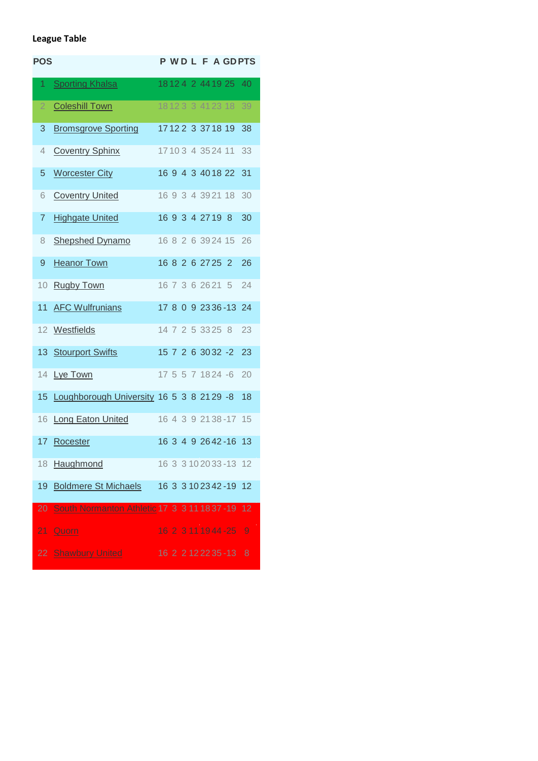**League Table**

| POS | | P | W | D | L | F | A | GD | PTS |
|---|---|---|---|---|---|---|---|---|---|
| 1 | Sporting Khalsa | 18 | 12 | 4 | 2 | 44 | 19 | 25 | 40 |
| 2 | Coleshill Town | 18 | 12 | 3 | 3 | 41 | 23 | 18 | 39 |
| 3 | Bromsgrove Sporting | 17 | 12 | 2 | 3 | 37 | 18 | 19 | 38 |
| 4 | Coventry Sphinx | 17 | 10 | 3 | 4 | 35 | 24 | 11 | 33 |
| 5 | Worcester City | 16 | 9 | 4 | 3 | 40 | 18 | 22 | 31 |
| 6 | Coventry United | 16 | 9 | 3 | 4 | 39 | 21 | 18 | 30 |
| 7 | Highgate United | 16 | 9 | 3 | 4 | 27 | 19 | 8 | 30 |
| 8 | Shepshed Dynamo | 16 | 8 | 2 | 6 | 39 | 24 | 15 | 26 |
| 9 | Heanor Town | 16 | 8 | 2 | 6 | 27 | 25 | 2 | 26 |
| 10 | Rugby Town | 16 | 7 | 3 | 6 | 26 | 21 | 5 | 24 |
| 11 | AFC Wulfrunians | 17 | 8 | 0 | 9 | 23 | 36 | -13 | 24 |
| 12 | Westfields | 14 | 7 | 2 | 5 | 33 | 25 | 8 | 23 |
| 13 | Stourport Swifts | 15 | 7 | 2 | 6 | 30 | 32 | -2 | 23 |
| 14 | Lye Town | 17 | 5 | 5 | 7 | 18 | 24 | -6 | 20 |
| 15 | Loughborough University | 16 | 5 | 3 | 8 | 21 | 29 | -8 | 18 |
| 16 | Long Eaton United | 16 | 4 | 3 | 9 | 21 | 38 | -17 | 15 |
| 17 | Rocester | 16 | 3 | 4 | 9 | 26 | 42 | -16 | 13 |
| 18 | Haughmond | 16 | 3 | 3 | 10 | 20 | 33 | -13 | 12 |
| 19 | Boldmere St Michaels | 16 | 3 | 3 | 10 | 23 | 42 | -19 | 12 |
| 20 | South Normanton Athletic | 17 | 3 | 3 | 11 | 18 | 37 | -19 | 12 |
| 21 | Quorn | 16 | 2 | 3 | 11 | 19 | 44 | -25 | 9 |
| 22 | Shawbury United | 16 | 2 | 2 | 12 | 22 | 35 | -13 | 8 |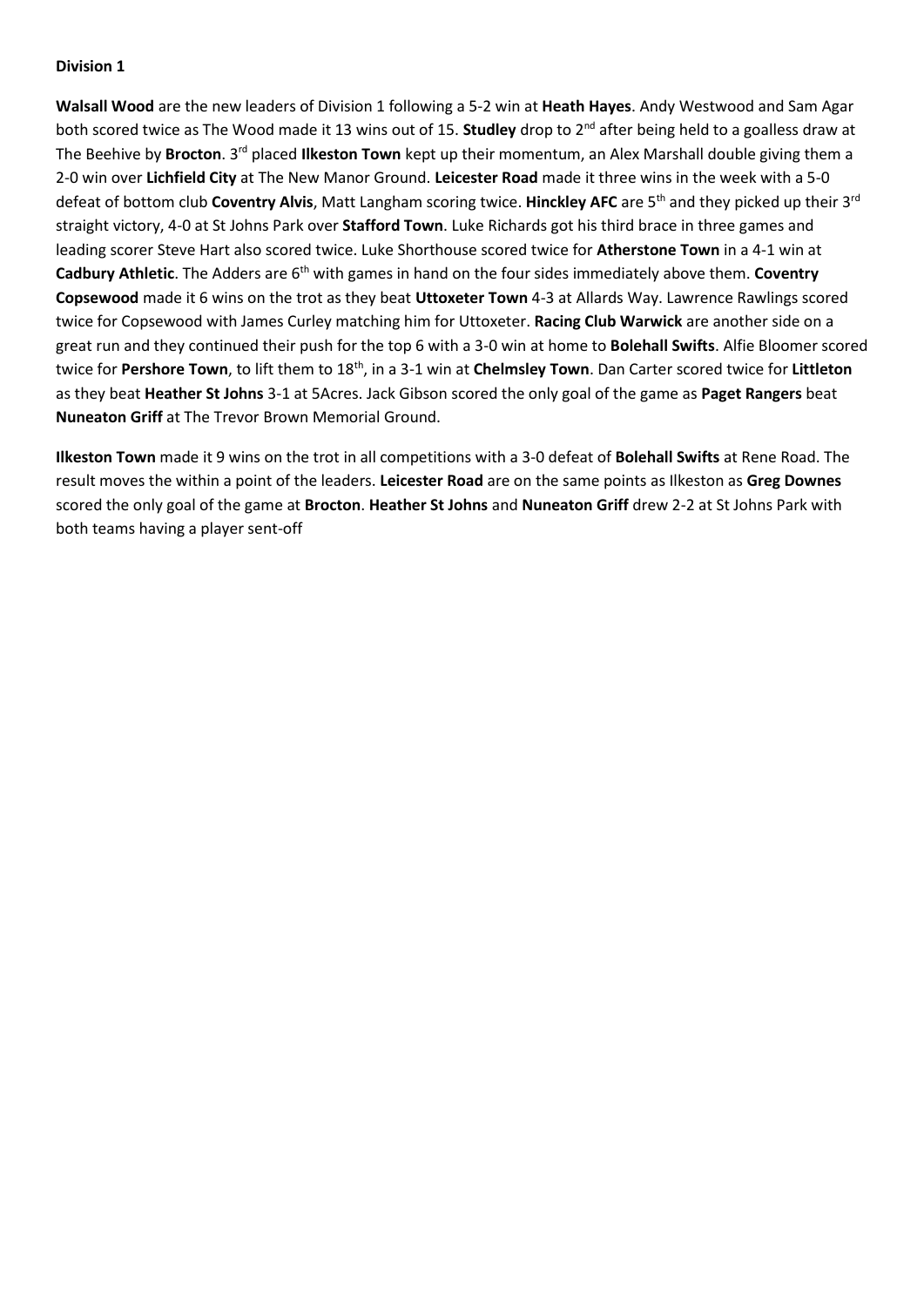**Division 1**

**Walsall Wood** are the new leaders of Division 1 following a 5-2 win at **Heath Hayes**. Andy Westwood and Sam Agar both scored twice as The Wood made it 13 wins out of 15. **Studley** drop to 2nd after being held to a goalless draw at The Beehive by **Brocton**. 3rd placed **Ilkeston Town** kept up their momentum, an Alex Marshall double giving them a 2-0 win over **Lichfield City** at The New Manor Ground. **Leicester Road** made it three wins in the week with a 5-0 defeat of bottom club **Coventry Alvis**, Matt Langham scoring twice. **Hinckley AFC** are 5th and they picked up their 3rd straight victory, 4-0 at St Johns Park over **Stafford Town**. Luke Richards got his third brace in three games and leading scorer Steve Hart also scored twice. Luke Shorthouse scored twice for **Atherstone Town** in a 4-1 win at **Cadbury Athletic**. The Adders are 6th with games in hand on the four sides immediately above them. **Coventry Copsewood** made it 6 wins on the trot as they beat **Uttoxeter Town** 4-3 at Allards Way. Lawrence Rawlings scored twice for Copsewood with James Curley matching him for Uttoxeter. **Racing Club Warwick** are another side on a great run and they continued their push for the top 6 with a 3-0 win at home to **Bolehall Swifts**. Alfie Bloomer scored twice for **Pershore Town**, to lift them to 18th, in a 3-1 win at **Chelmsley Town**. Dan Carter scored twice for **Littleton** as they beat **Heather St Johns** 3-1 at 5Acres. Jack Gibson scored the only goal of the game as **Paget Rangers** beat **Nuneaton Griff** at The Trevor Brown Memorial Ground.

**Ilkeston Town** made it 9 wins on the trot in all competitions with a 3-0 defeat of **Bolehall Swifts** at Rene Road. The result moves the within a point of the leaders. **Leicester Road** are on the same points as Ilkeston as **Greg Downes** scored the only goal of the game at **Brocton**. **Heather St Johns** and **Nuneaton Griff** drew 2-2 at St Johns Park with both teams having a player sent-off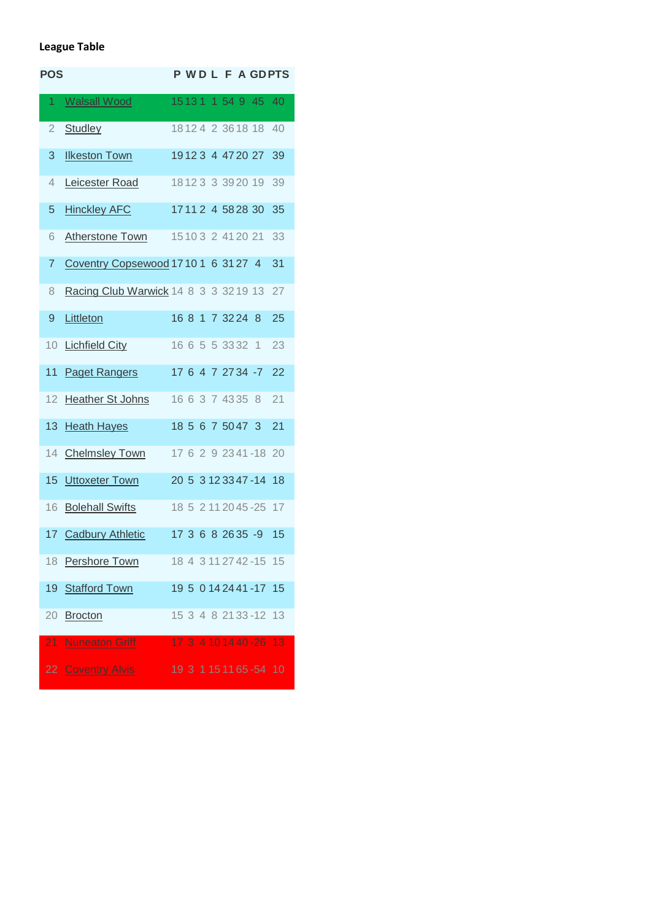**League Table**

| POS | | P | W | D | L | F | A | GD | PTS |
|---|---|---|---|---|---|---|---|---|---|
| 1 | Walsall Wood | 15 | 13 | 1 | 1 | 54 | 9 | 45 | 40 |
| 2 | Studley | 18 | 12 | 4 | 2 | 36 | 18 | 18 | 40 |
| 3 | Ilkeston Town | 19 | 12 | 3 | 4 | 47 | 20 | 27 | 39 |
| 4 | Leicester Road | 18 | 12 | 3 | 3 | 39 | 20 | 19 | 39 |
| 5 | Hinckley AFC | 17 | 11 | 2 | 4 | 58 | 28 | 30 | 35 |
| 6 | Atherstone Town | 15 | 10 | 3 | 2 | 41 | 20 | 21 | 33 |
| 7 | Coventry Copsewood | 17 | 10 | 1 | 6 | 31 | 27 | 4 | 31 |
| 8 | Racing Club Warwick | 14 | 8 | 3 | 3 | 32 | 19 | 13 | 27 |
| 9 | Littleton | 16 | 8 | 1 | 7 | 32 | 24 | 8 | 25 |
| 10 | Lichfield City | 16 | 6 | 5 | 5 | 33 | 32 | 1 | 23 |
| 11 | Paget Rangers | 17 | 6 | 4 | 7 | 27 | 34 | -7 | 22 |
| 12 | Heather St Johns | 16 | 6 | 3 | 7 | 43 | 35 | 8 | 21 |
| 13 | Heath Hayes | 18 | 5 | 6 | 7 | 50 | 47 | 3 | 21 |
| 14 | Chelmsley Town | 17 | 6 | 2 | 9 | 23 | 41 | -18 | 20 |
| 15 | Uttoxeter Town | 20 | 5 | 3 | 12 | 33 | 47 | -14 | 18 |
| 16 | Bolehall Swifts | 18 | 5 | 2 | 11 | 20 | 45 | -25 | 17 |
| 17 | Cadbury Athletic | 17 | 3 | 6 | 8 | 26 | 35 | -9 | 15 |
| 18 | Pershore Town | 18 | 4 | 3 | 11 | 27 | 42 | -15 | 15 |
| 19 | Stafford Town | 19 | 5 | 0 | 14 | 24 | 41 | -17 | 15 |
| 20 | Brocton | 15 | 3 | 4 | 8 | 21 | 33 | -12 | 13 |
| 21 | Nuneaton Griff | 17 | 3 | 4 | 10 | 14 | 40 | -26 | 13 |
| 22 | Coventry Alvis | 19 | 3 | 1 | 15 | 11 | 65 | -54 | 10 |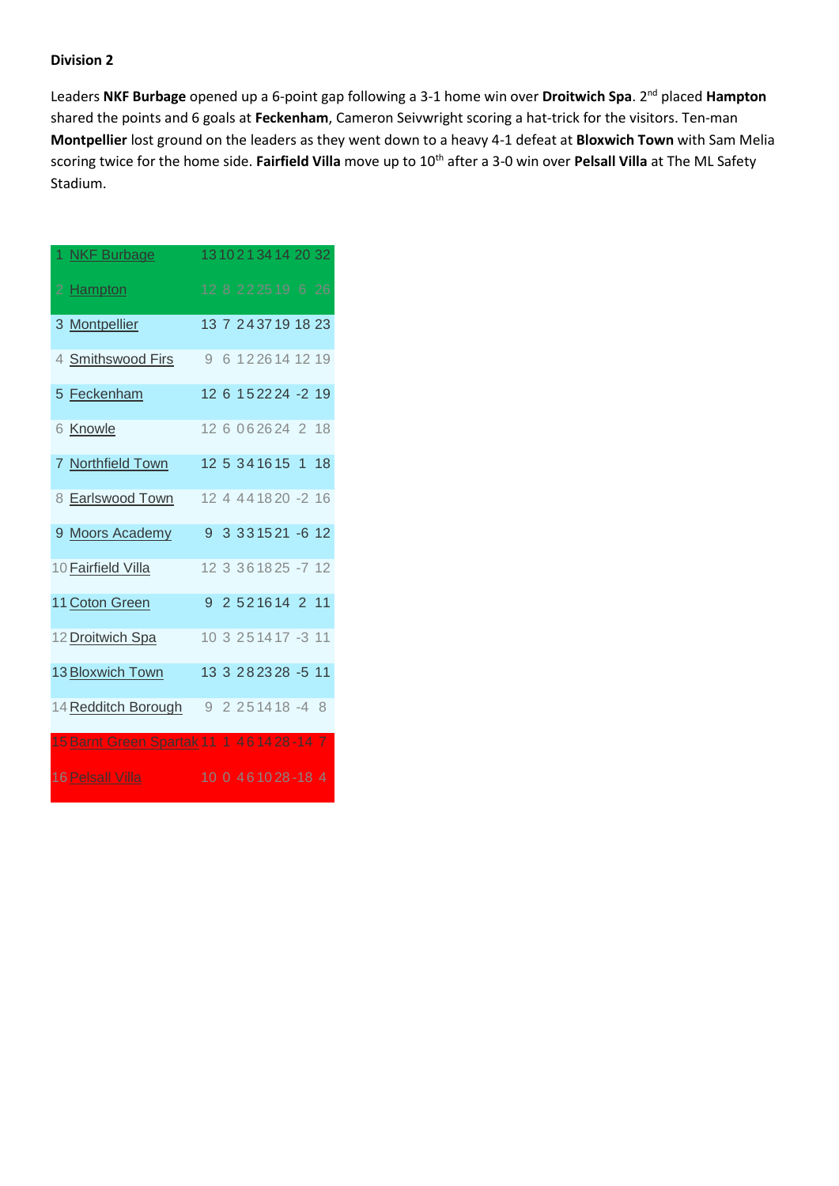**Division 2**

Leaders **NKF Burbage** opened up a 6-point gap following a 3-1 home win over **Droitwich Spa**. 2nd placed **Hampton** shared the points and 6 goals at **Feckenham**, Cameron Seivwright scoring a hat-trick for the visitors. Ten-man **Montpellier** lost ground on the leaders as they went down to a heavy 4-1 defeat at **Bloxwich Town** with Sam Melia scoring twice for the home side. **Fairfield Villa** move up to 10th after a 3-0 win over **Pelsall Villa** at The ML Safety Stadium.

| | | | | | | | | | |
|---|---|---|---|---|---|---|---|---|---|
| 1 | NKF Burbage | 13 | 10 | 2 | 1 | 34 | 14 | 20 | 32 |
| 2 | Hampton | 12 | 8 | 2 | 2 | 25 | 19 | 6 | 26 |
| 3 | Montpellier | 13 | 7 | 2 | 4 | 37 | 19 | 18 | 23 |
| 4 | Smithswood Firs | 9 | 6 | 1 | 2 | 26 | 14 | 12 | 19 |
| 5 | Feckenham | 12 | 6 | 1 | 5 | 22 | 24 | -2 | 19 |
| 6 | Knowle | 12 | 6 | 0 | 6 | 26 | 24 | 2 | 18 |
| 7 | Northfield Town | 12 | 5 | 3 | 4 | 16 | 15 | 1 | 18 |
| 8 | Earlswood Town | 12 | 4 | 4 | 4 | 18 | 20 | -2 | 16 |
| 9 | Moors Academy | 9 | 3 | 3 | 3 | 15 | 21 | -6 | 12 |
| 10 | Fairfield Villa | 12 | 3 | 3 | 6 | 18 | 25 | -7 | 12 |
| 11 | Coton Green | 9 | 2 | 5 | 2 | 16 | 14 | 2 | 11 |
| 12 | Droitwich Spa | 10 | 3 | 2 | 5 | 14 | 17 | -3 | 11 |
| 13 | Bloxwich Town | 13 | 3 | 2 | 8 | 23 | 28 | -5 | 11 |
| 14 | Redditch Borough | 9 | 2 | 2 | 5 | 14 | 18 | -4 | 8 |
| 15 | Barnt Green Spartak | 11 | 1 | 4 | 6 | 14 | 28 | -14 | 7 |
| 16 | Pelsall Villa | 10 | 0 | 4 | 6 | 10 | 28 | -18 | 4 |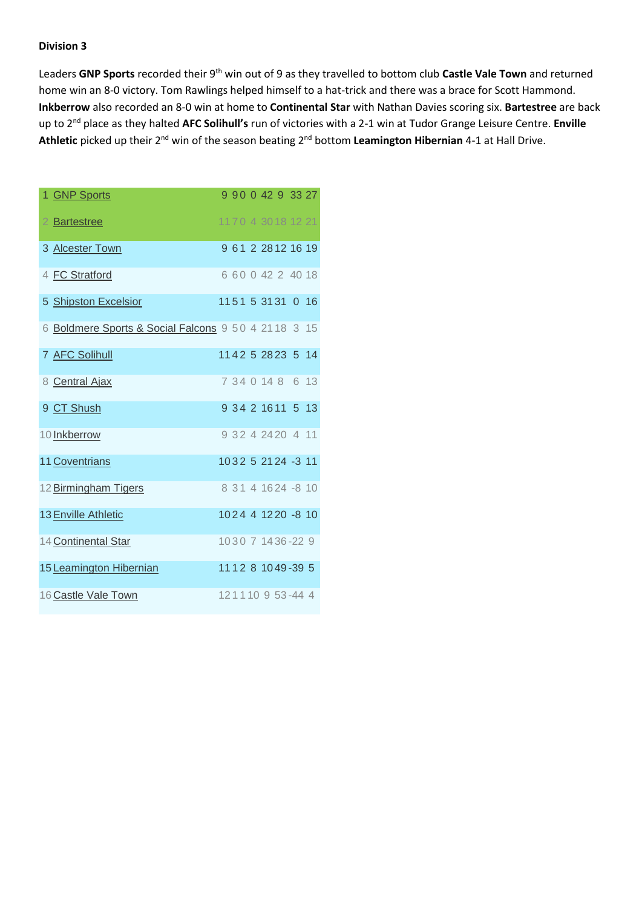**Division 3**

Leaders **GNP Sports** recorded their 9th win out of 9 as they travelled to bottom club **Castle Vale Town** and returned home win an 8-0 victory. Tom Rawlings helped himself to a hat-trick and there was a brace for Scott Hammond. **Inkberrow** also recorded an 8-0 win at home to **Continental Star** with Nathan Davies scoring six. **Bartestree** are back up to 2nd place as they halted **AFC Solihull's** run of victories with a 2-1 win at Tudor Grange Leisure Centre. **Enville Athletic** picked up their 2nd win of the season beating 2nd bottom **Leamington Hibernian** 4-1 at Hall Drive.

| | | | | | | | | | |
|---|---|---|---|---|---|---|---|---|---|
| 1 | GNP Sports | 9 | 9 | 0 | 0 | 42 | 9 | 33 | 27 |
| 2 | Bartestree | 11 | 7 | 0 | 4 | 30 | 18 | 12 | 21 |
| 3 | Alcester Town | 9 | 6 | 1 | 2 | 28 | 12 | 16 | 19 |
| 4 | FC Stratford | 6 | 6 | 0 | 0 | 42 | 2 | 40 | 18 |
| 5 | Shipston Excelsior | 11 | 5 | 1 | 5 | 31 | 31 | 0 | 16 |
| 6 | Boldmere Sports & Social Falcons | 9 | 5 | 0 | 4 | 21 | 18 | 3 | 15 |
| 7 | AFC Solihull | 11 | 4 | 2 | 5 | 28 | 23 | 5 | 14 |
| 8 | Central Ajax | 7 | 3 | 4 | 0 | 14 | 8 | 6 | 13 |
| 9 | CT Shush | 9 | 3 | 4 | 2 | 16 | 11 | 5 | 13 |
| 10 | Inkberrow | 9 | 3 | 2 | 4 | 24 | 20 | 4 | 11 |
| 11 | Coventrians | 10 | 3 | 2 | 5 | 21 | 24 | -3 | 11 |
| 12 | Birmingham Tigers | 8 | 3 | 1 | 4 | 16 | 24 | -8 | 10 |
| 13 | Enville Athletic | 10 | 2 | 4 | 4 | 12 | 20 | -8 | 10 |
| 14 | Continental Star | 10 | 3 | 0 | 7 | 14 | 36 | -22 | 9 |
| 15 | Leamington Hibernian | 11 | 1 | 2 | 8 | 10 | 49 | -39 | 5 |
| 16 | Castle Vale Town | 12 | 1 | 1 | 10 | 9 | 53 | -44 | 4 |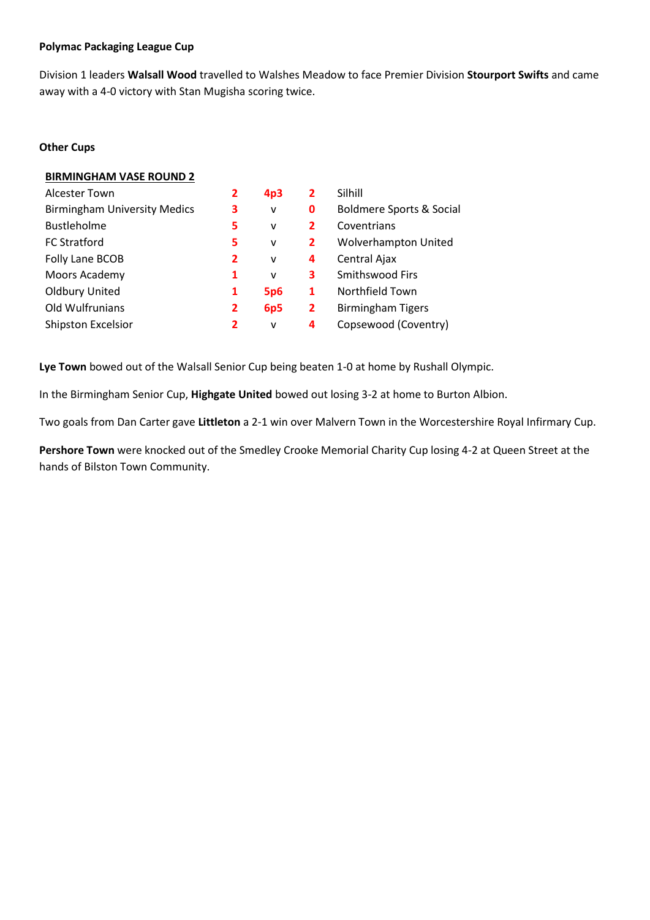**Polymac Packaging League Cup**

Division 1 leaders **Walsall Wood** travelled to Walshes Meadow to face Premier Division **Stourport Swifts** and came away with a 4-0 victory with Stan Mugisha scoring twice.

**Other Cups**

| **BIRMINGHAM VASE ROUND 2** | | | | |
|---|---|---|---|---|
| Alcester Town | **2** | **4p3** | **2** | Silhill |
| Birmingham University Medics | **3** | v | **0** | Boldmere Sports & Social |
| Bustleholme | **5** | v | **2** | Coventrians |
| FC Stratford | **5** | v | **2** | Wolverhampton United |
| Folly Lane BCOB | **2** | v | **4** | Central Ajax |
| Moors Academy | **1** | v | **3** | Smithswood Firs |
| Oldbury United | **1** | **5p6** | **1** | Northfield Town |
| Old Wulfrunians | **2** | **6p5** | **2** | Birmingham Tigers |
| Shipston Excelsior | **2** | v | **4** | Copsewood (Coventry) |

**Lye Town** bowed out of the Walsall Senior Cup being beaten 1-0 at home by Rushall Olympic.

In the Birmingham Senior Cup, **Highgate United** bowed out losing 3-2 at home to Burton Albion.

Two goals from Dan Carter gave **Littleton** a 2-1 win over Malvern Town in the Worcestershire Royal Infirmary Cup.

**Pershore Town** were knocked out of the Smedley Crooke Memorial Charity Cup losing 4-2 at Queen Street at the hands of Bilston Town Community.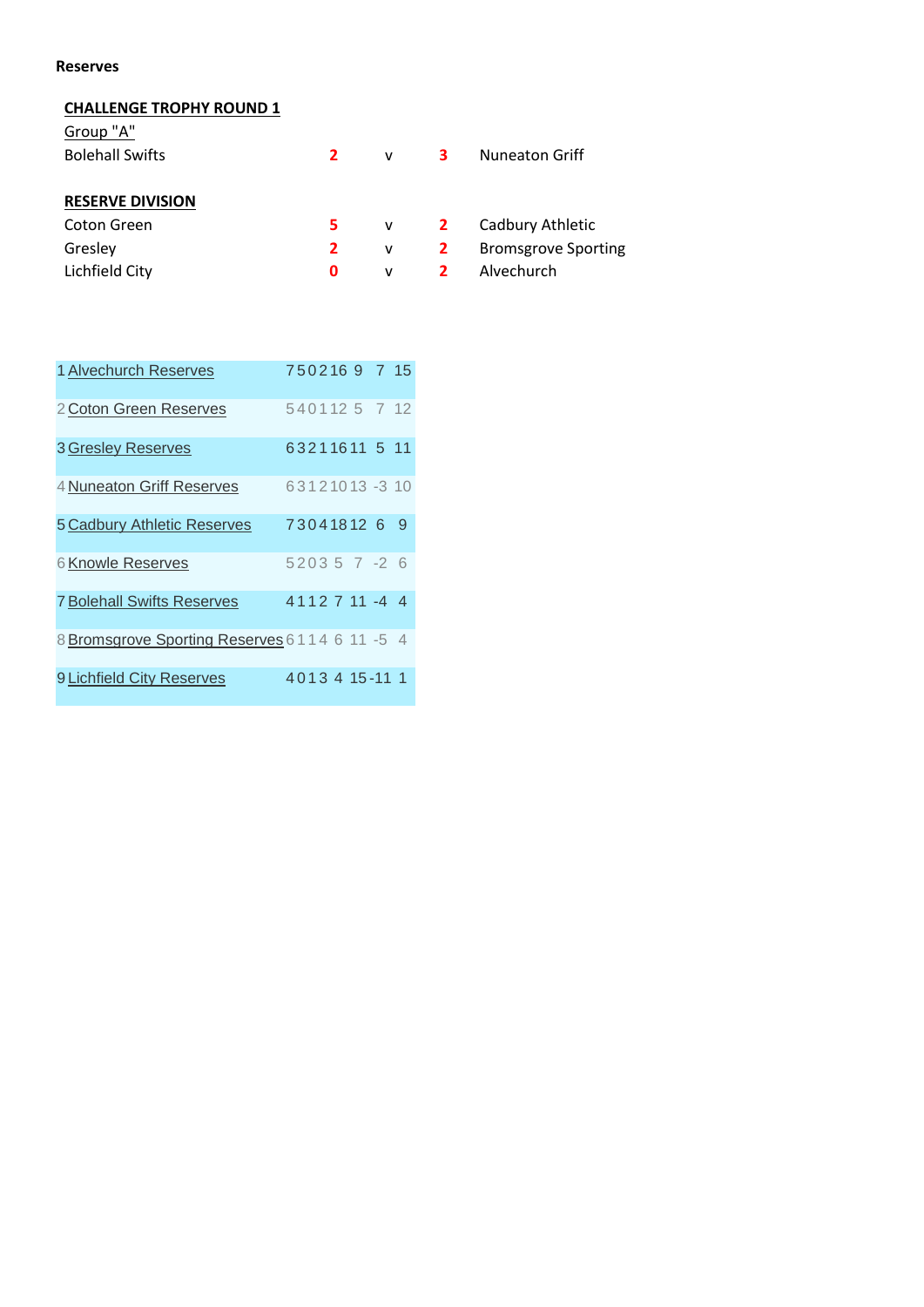**Reserves**

**CHALLENGE TROPHY ROUND 1**

Group "A"

| | | | | |
|---|---|---|---|---|
| Bolehall Swifts | 2 | v | 3 | Nuneaton Griff |

**RESERVE DIVISION**

| | | | | |
|---|---|---|---|---|
| Coton Green | 5 | v | 2 | Cadbury Athletic |
| Gresley | 2 | v | 2 | Bromsgrove Sporting |
| Lichfield City | 0 | v | 2 | Alvechurch |

| | | | | | | | | | |
|---|---|---|---|---|---|---|---|---|---|
| 1 | Alvechurch Reserves | 7 | 5 | 0 | 2 | 16 | 9 | 7 | 15 |
| 2 | Coton Green Reserves | 5 | 4 | 0 | 1 | 12 | 5 | 7 | 12 |
| 3 | Gresley Reserves | 6 | 3 | 2 | 1 | 16 | 11 | 5 | 11 |
| 4 | Nuneaton Griff Reserves | 6 | 3 | 1 | 2 | 10 | 13 | -3 | 10 |
| 5 | Cadbury Athletic Reserves | 7 | 3 | 0 | 4 | 18 | 12 | 6 | 9 |
| 6 | Knowle Reserves | 5 | 2 | 0 | 3 | 5 | 7 | -2 | 6 |
| 7 | Bolehall Swifts Reserves | 4 | 1 | 1 | 2 | 7 | 11 | -4 | 4 |
| 8 | Bromsgrove Sporting Reserves | 6 | 1 | 1 | 4 | 6 | 11 | -5 | 4 |
| 9 | Lichfield City Reserves | 4 | 0 | 1 | 3 | 4 | 15 | -11 | 1 |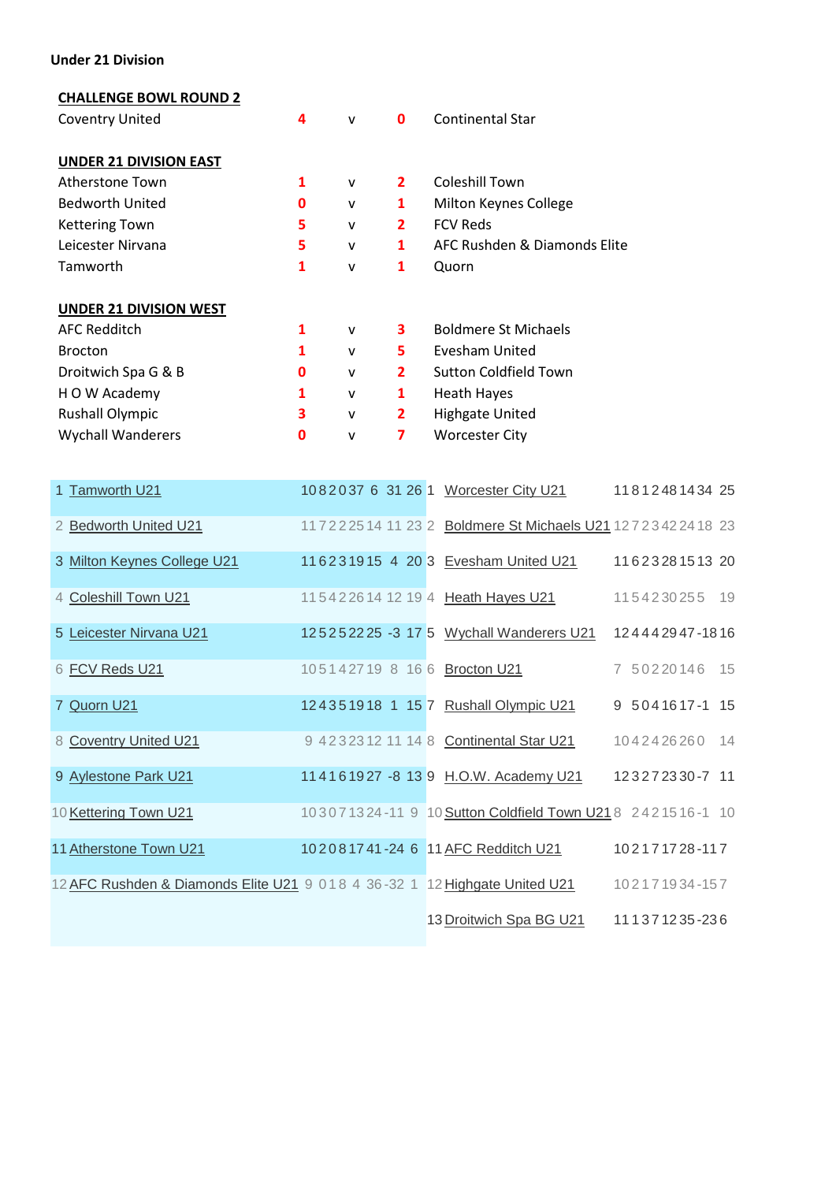**Under 21 Division**

**CHALLENGE BOWL ROUND 2**

| Home | | v | | Away |
|---|---|---|---|---|
| Coventry United | 4 | v | 0 | Continental Star |

**UNDER 21 DIVISION EAST**

| Home | | v | | Away |
|---|---|---|---|---|
| Atherstone Town | 1 | v | 2 | Coleshill Town |
| Bedworth United | 0 | v | 1 | Milton Keynes College |
| Kettering Town | 5 | v | 2 | FCV Reds |
| Leicester Nirvana | 5 | v | 1 | AFC Rushden & Diamonds Elite |
| Tamworth | 1 | v | 1 | Quorn |

**UNDER 21 DIVISION WEST**

| Home | | v | | Away |
|---|---|---|---|---|
| AFC Redditch | 1 | v | 3 | Boldmere St Michaels |
| Brocton | 1 | v | 5 | Evesham United |
| Droitwich Spa G & B | 0 | v | 2 | Sutton Coldfield Town |
| H O W Academy | 1 | v | 1 | Heath Hayes |
| Rushall Olympic | 3 | v | 2 | Highgate United |
| Wychall Wanderers | 0 | v | 7 | Worcester City |

| Pos | Team | P | W | D | L | F | A | GD | Pts |
|---|---|---|---|---|---|---|---|---|---|
| 1 | Tamworth U21 | 10 | 8 | 2 | 0 | 37 | 6 | 31 | 26 |
| 2 | Bedworth United U21 | 11 | 7 | 2 | 2 | 25 | 14 | 11 | 23 |
| 3 | Milton Keynes College U21 | 11 | 6 | 2 | 3 | 19 | 15 | 4 | 20 |
| 4 | Coleshill Town U21 | 11 | 5 | 4 | 2 | 26 | 14 | 12 | 19 |
| 5 | Leicester Nirvana U21 | 12 | 5 | 2 | 5 | 22 | 25 | -3 | 17 |
| 6 | FCV Reds U21 | 10 | 5 | 1 | 4 | 27 | 19 | 8 | 16 |
| 7 | Quorn U21 | 12 | 4 | 3 | 5 | 19 | 18 | 1 | 15 |
| 8 | Coventry United U21 | 9 | 4 | 2 | 3 | 23 | 12 | 11 | 14 |
| 9 | Aylestone Park U21 | 11 | 4 | 1 | 6 | 19 | 27 | -8 | 13 |
| 10 | Kettering Town U21 | 10 | 3 | 0 | 7 | 13 | 24 | -11 | 9 |
| 11 | Atherstone Town U21 | 10 | 2 | 0 | 8 | 17 | 41 | -24 | 6 |
| 12 | AFC Rushden & Diamonds Elite U21 | 9 | 0 | 1 | 8 | 4 | 36 | -32 | 1 |

| Pos | Team | P | W | D | L | F | A | GD | Pts |
|---|---|---|---|---|---|---|---|---|---|
| 1 | Worcester City U21 | 11 | 8 | 1 | 2 | 48 | 14 | 34 | 25 |
| 2 | Boldmere St Michaels U21 | 12 | 7 | 2 | 3 | 42 | 24 | 18 | 23 |
| 3 | Evesham United U21 | 11 | 6 | 2 | 3 | 28 | 15 | 13 | 20 |
| 4 | Heath Hayes U21 | 11 | 5 | 4 | 2 | 30 | 25 | 5 | 19 |
| 5 | Wychall Wanderers U21 | 12 | 4 | 4 | 4 | 29 | 47 | -18 | 16 |
| 6 | Brocton U21 | 7 | 5 | 0 | 2 | 20 | 14 | 6 | 15 |
| 7 | Rushall Olympic U21 | 9 | 5 | 0 | 4 | 16 | 17 | -1 | 15 |
| 8 | Continental Star U21 | 10 | 4 | 2 | 4 | 26 | 26 | 0 | 14 |
| 9 | H.O.W. Academy U21 | 12 | 3 | 2 | 7 | 23 | 30 | -7 | 11 |
| 10 | Sutton Coldfield Town U21 | 8 | 2 | 4 | 2 | 15 | 16 | -1 | 10 |
| 11 | AFC Redditch U21 | 10 | 2 | 1 | 7 | 17 | 28 | -11 | 7 |
| 12 | Highgate United U21 | 10 | 2 | 1 | 7 | 19 | 34 | -15 | 7 |
| 13 | Droitwich Spa BG U21 | 11 | 1 | 3 | 7 | 12 | 35 | -23 | 6 |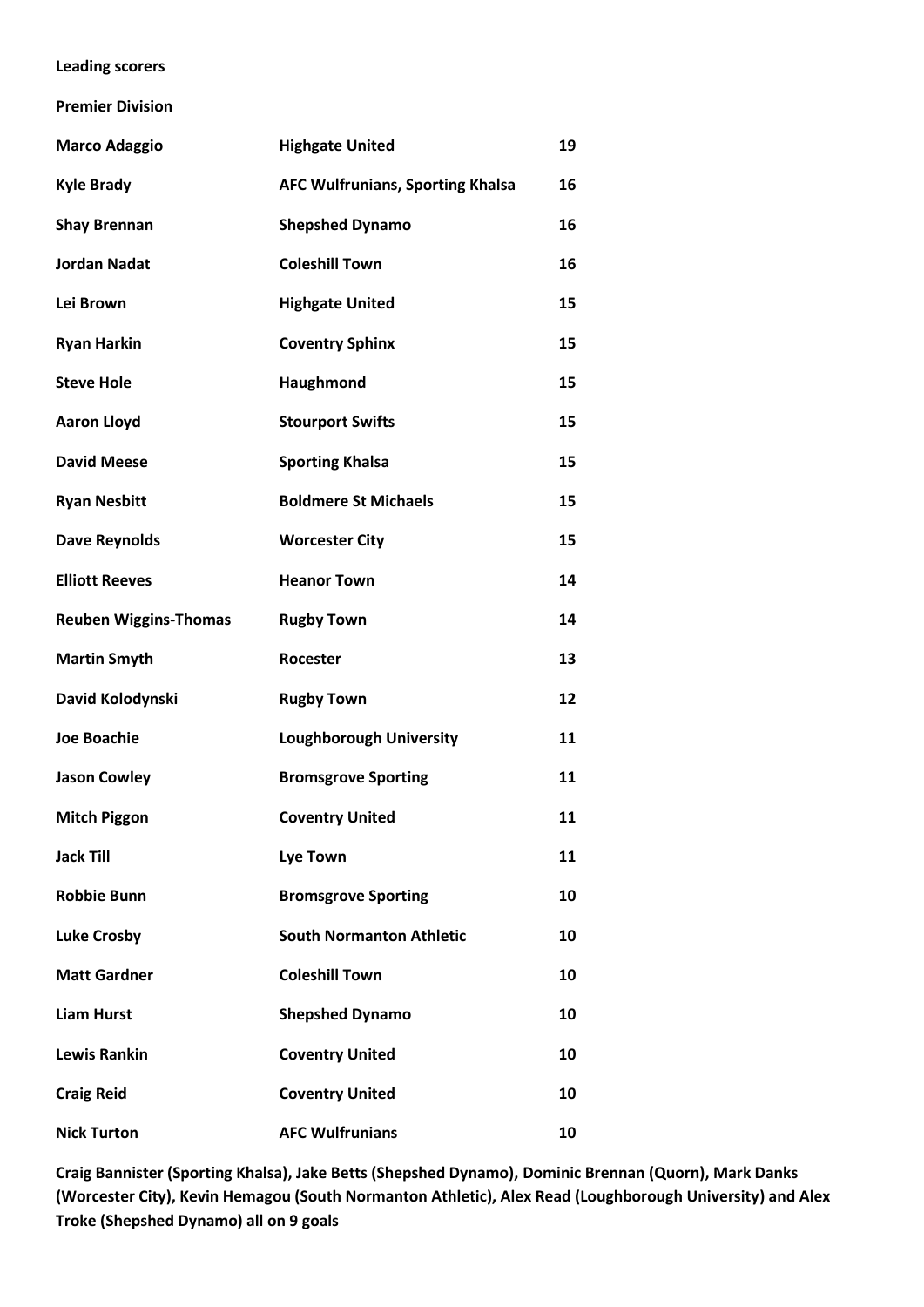**Leading scorers**

**Premier Division**

| | | |
|---|---|---|
| **Marco Adaggio** | **Highgate United** | **19** |
| **Kyle Brady** | **AFC Wulfrunians, Sporting Khalsa** | **16** |
| **Shay Brennan** | **Shepshed Dynamo** | **16** |
| **Jordan Nadat** | **Coleshill Town** | **16** |
| **Lei Brown** | **Highgate United** | **15** |
| **Ryan Harkin** | **Coventry Sphinx** | **15** |
| **Steve Hole** | **Haughmond** | **15** |
| **Aaron Lloyd** | **Stourport Swifts** | **15** |
| **David Meese** | **Sporting Khalsa** | **15** |
| **Ryan Nesbitt** | **Boldmere St Michaels** | **15** |
| **Dave Reynolds** | **Worcester City** | **15** |
| **Elliott Reeves** | **Heanor Town** | **14** |
| **Reuben Wiggins-Thomas** | **Rugby Town** | **14** |
| **Martin Smyth** | **Rocester** | **13** |
| **David Kolodynski** | **Rugby Town** | **12** |
| **Joe Boachie** | **Loughborough University** | **11** |
| **Jason Cowley** | **Bromsgrove Sporting** | **11** |
| **Mitch Piggon** | **Coventry United** | **11** |
| **Jack Till** | **Lye Town** | **11** |
| **Robbie Bunn** | **Bromsgrove Sporting** | **10** |
| **Luke Crosby** | **South Normanton Athletic** | **10** |
| **Matt Gardner** | **Coleshill Town** | **10** |
| **Liam Hurst** | **Shepshed Dynamo** | **10** |
| **Lewis Rankin** | **Coventry United** | **10** |
| **Craig Reid** | **Coventry United** | **10** |
| **Nick Turton** | **AFC Wulfrunians** | **10** |

**Craig Bannister (Sporting Khalsa), Jake Betts (Shepshed Dynamo), Dominic Brennan (Quorn), Mark Danks (Worcester City), Kevin Hemagou (South Normanton Athletic), Alex Read (Loughborough University) and Alex Troke (Shepshed Dynamo) all on 9 goals**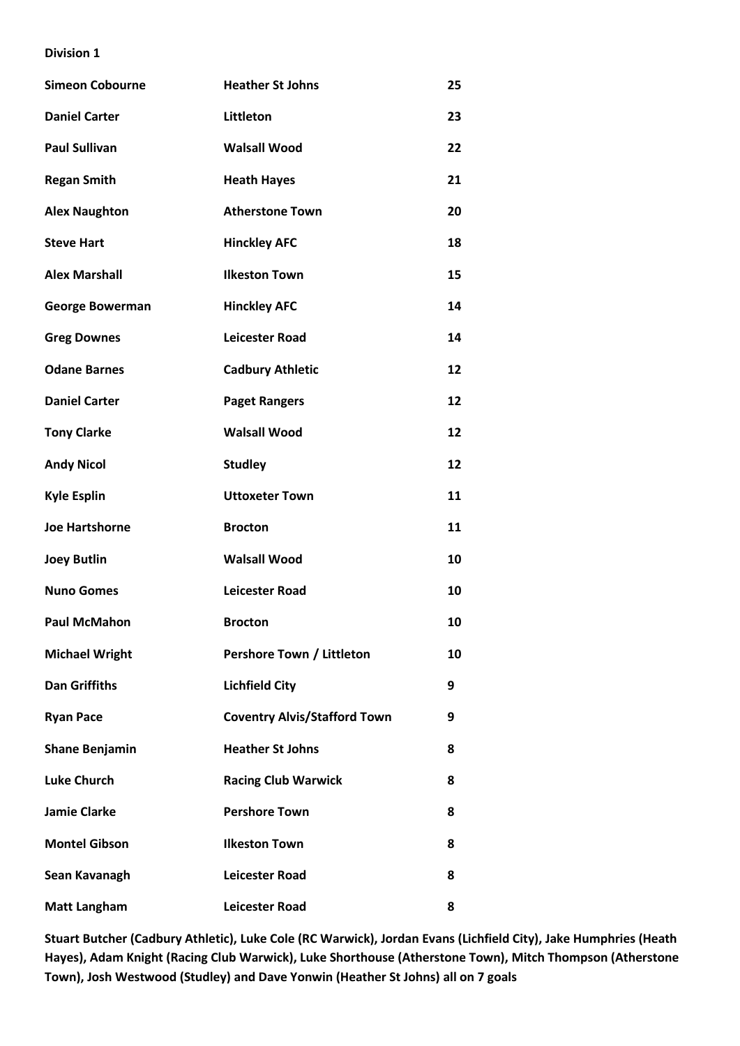**Division 1**

| | | |
|---|---|---|
| **Simeon Cobourne** | **Heather St Johns** | **25** |
| **Daniel Carter** | **Littleton** | **23** |
| **Paul Sullivan** | **Walsall Wood** | **22** |
| **Regan Smith** | **Heath Hayes** | **21** |
| **Alex Naughton** | **Atherstone Town** | **20** |
| **Steve Hart** | **Hinckley AFC** | **18** |
| **Alex Marshall** | **Ilkeston Town** | **15** |
| **George Bowerman** | **Hinckley AFC** | **14** |
| **Greg Downes** | **Leicester Road** | **14** |
| **Odane Barnes** | **Cadbury Athletic** | **12** |
| **Daniel Carter** | **Paget Rangers** | **12** |
| **Tony Clarke** | **Walsall Wood** | **12** |
| **Andy Nicol** | **Studley** | **12** |
| **Kyle Esplin** | **Uttoxeter Town** | **11** |
| **Joe Hartshorne** | **Brocton** | **11** |
| **Joey Butlin** | **Walsall Wood** | **10** |
| **Nuno Gomes** | **Leicester Road** | **10** |
| **Paul McMahon** | **Brocton** | **10** |
| **Michael Wright** | **Pershore Town / Littleton** | **10** |
| **Dan Griffiths** | **Lichfield City** | **9** |
| **Ryan Pace** | **Coventry Alvis/Stafford Town** | **9** |
| **Shane Benjamin** | **Heather St Johns** | **8** |
| **Luke Church** | **Racing Club Warwick** | **8** |
| **Jamie Clarke** | **Pershore Town** | **8** |
| **Montel Gibson** | **Ilkeston Town** | **8** |
| **Sean Kavanagh** | **Leicester Road** | **8** |
| **Matt Langham** | **Leicester Road** | **8** |

**Stuart Butcher (Cadbury Athletic), Luke Cole (RC Warwick), Jordan Evans (Lichfield City), Jake Humphries (Heath Hayes), Adam Knight (Racing Club Warwick), Luke Shorthouse (Atherstone Town), Mitch Thompson (Atherstone Town), Josh Westwood (Studley) and Dave Yonwin (Heather St Johns) all on 7 goals**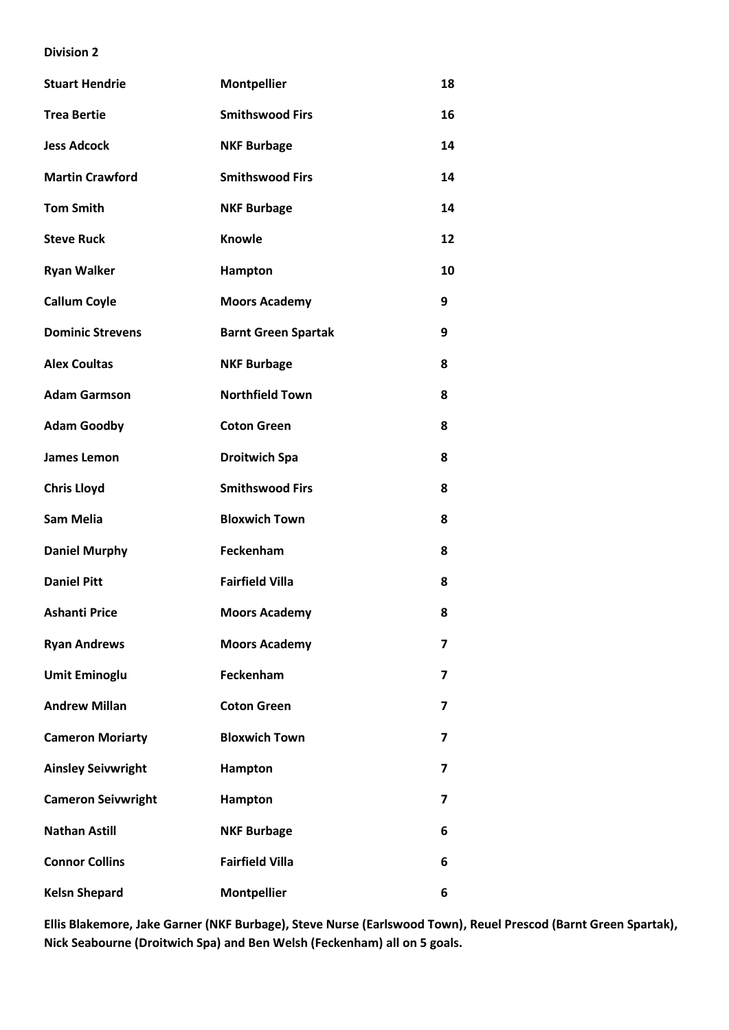**Division 2**

| Player | Club | Goals |
|---|---|---|
| **Stuart Hendrie** | **Montpellier** | **18** |
| **Trea Bertie** | **Smithswood Firs** | **16** |
| **Jess Adcock** | **NKF Burbage** | **14** |
| **Martin Crawford** | **Smithswood Firs** | **14** |
| **Tom Smith** | **NKF Burbage** | **14** |
| **Steve Ruck** | **Knowle** | **12** |
| **Ryan Walker** | **Hampton** | **10** |
| **Callum Coyle** | **Moors Academy** | **9** |
| **Dominic Strevens** | **Barnt Green Spartak** | **9** |
| **Alex Coultas** | **NKF Burbage** | **8** |
| **Adam Garmson** | **Northfield Town** | **8** |
| **Adam Goodby** | **Coton Green** | **8** |
| **James Lemon** | **Droitwich Spa** | **8** |
| **Chris Lloyd** | **Smithswood Firs** | **8** |
| **Sam Melia** | **Bloxwich Town** | **8** |
| **Daniel Murphy** | **Feckenham** | **8** |
| **Daniel Pitt** | **Fairfield Villa** | **8** |
| **Ashanti Price** | **Moors Academy** | **8** |
| **Ryan Andrews** | **Moors Academy** | **7** |
| **Umit Eminoglu** | **Feckenham** | **7** |
| **Andrew Millan** | **Coton Green** | **7** |
| **Cameron Moriarty** | **Bloxwich Town** | **7** |
| **Ainsley Seivwright** | **Hampton** | **7** |
| **Cameron Seivwright** | **Hampton** | **7** |
| **Nathan Astill** | **NKF Burbage** | **6** |
| **Connor Collins** | **Fairfield Villa** | **6** |
| **Kelsn Shepard** | **Montpellier** | **6** |

**Ellis Blakemore, Jake Garner (NKF Burbage), Steve Nurse (Earlswood Town), Reuel Prescod (Barnt Green Spartak), Nick Seabourne (Droitwich Spa) and Ben Welsh (Feckenham) all on 5 goals.**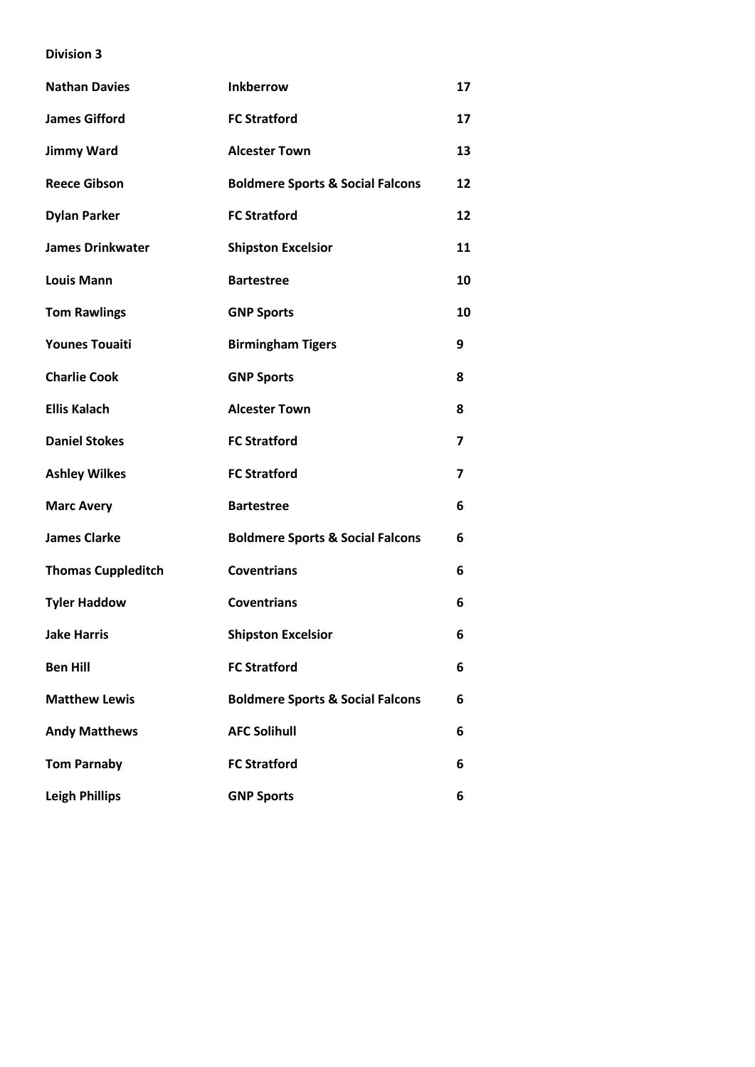**Division 3**

| | | |
|---|---|---|
| **Nathan Davies** | **Inkberrow** | **17** |
| **James Gifford** | **FC Stratford** | **17** |
| **Jimmy Ward** | **Alcester Town** | **13** |
| **Reece Gibson** | **Boldmere Sports & Social Falcons** | **12** |
| **Dylan Parker** | **FC Stratford** | **12** |
| **James Drinkwater** | **Shipston Excelsior** | **11** |
| **Louis Mann** | **Bartestree** | **10** |
| **Tom Rawlings** | **GNP Sports** | **10** |
| **Younes Touaiti** | **Birmingham Tigers** | **9** |
| **Charlie Cook** | **GNP Sports** | **8** |
| **Ellis Kalach** | **Alcester Town** | **8** |
| **Daniel Stokes** | **FC Stratford** | **7** |
| **Ashley Wilkes** | **FC Stratford** | **7** |
| **Marc Avery** | **Bartestree** | **6** |
| **James Clarke** | **Boldmere Sports & Social Falcons** | **6** |
| **Thomas Cuppleditch** | **Coventrians** | **6** |
| **Tyler Haddow** | **Coventrians** | **6** |
| **Jake Harris** | **Shipston Excelsior** | **6** |
| **Ben Hill** | **FC Stratford** | **6** |
| **Matthew Lewis** | **Boldmere Sports & Social Falcons** | **6** |
| **Andy Matthews** | **AFC Solihull** | **6** |
| **Tom Parnaby** | **FC Stratford** | **6** |
| **Leigh Phillips** | **GNP Sports** | **6** |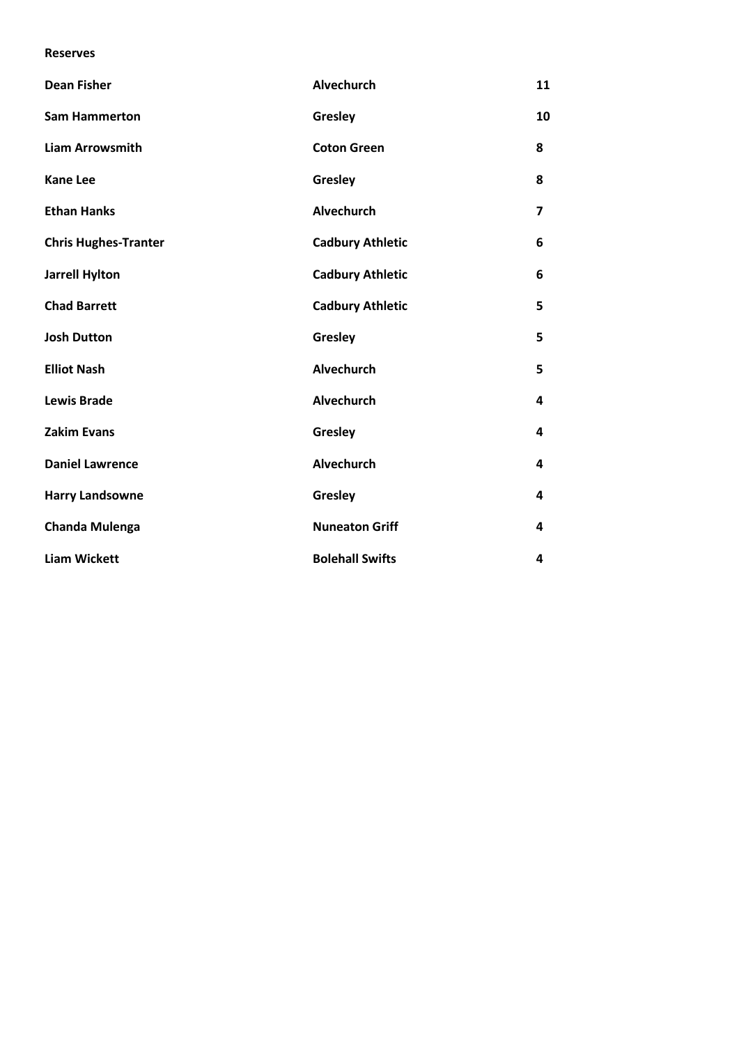**Reserves**

| | | |
|---|---|---|
| **Dean Fisher** | **Alvechurch** | **11** |
| **Sam Hammerton** | **Gresley** | **10** |
| **Liam Arrowsmith** | **Coton Green** | **8** |
| **Kane Lee** | **Gresley** | **8** |
| **Ethan Hanks** | **Alvechurch** | **7** |
| **Chris Hughes-Tranter** | **Cadbury Athletic** | **6** |
| **Jarrell Hylton** | **Cadbury Athletic** | **6** |
| **Chad Barrett** | **Cadbury Athletic** | **5** |
| **Josh Dutton** | **Gresley** | **5** |
| **Elliot Nash** | **Alvechurch** | **5** |
| **Lewis Brade** | **Alvechurch** | **4** |
| **Zakim Evans** | **Gresley** | **4** |
| **Daniel Lawrence** | **Alvechurch** | **4** |
| **Harry Landsowne** | **Gresley** | **4** |
| **Chanda Mulenga** | **Nuneaton Griff** | **4** |
| **Liam Wickett** | **Bolehall Swifts** | **4** |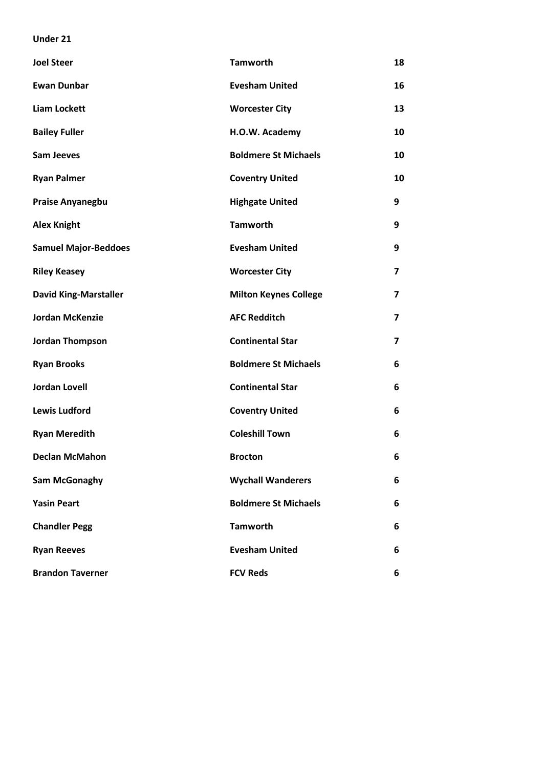**Under 21**

| | | |
|---|---|---|
| **Joel Steer** | **Tamworth** | **18** |
| **Ewan Dunbar** | **Evesham United** | **16** |
| **Liam Lockett** | **Worcester City** | **13** |
| **Bailey Fuller** | **H.O.W. Academy** | **10** |
| **Sam Jeeves** | **Boldmere St Michaels** | **10** |
| **Ryan Palmer** | **Coventry United** | **10** |
| **Praise Anyanegbu** | **Highgate United** | **9** |
| **Alex Knight** | **Tamworth** | **9** |
| **Samuel Major-Beddoes** | **Evesham United** | **9** |
| **Riley Keasey** | **Worcester City** | **7** |
| **David King-Marstaller** | **Milton Keynes College** | **7** |
| **Jordan McKenzie** | **AFC Redditch** | **7** |
| **Jordan Thompson** | **Continental Star** | **7** |
| **Ryan Brooks** | **Boldmere St Michaels** | **6** |
| **Jordan Lovell** | **Continental Star** | **6** |
| **Lewis Ludford** | **Coventry United** | **6** |
| **Ryan Meredith** | **Coleshill Town** | **6** |
| **Declan McMahon** | **Brocton** | **6** |
| **Sam McGonaghy** | **Wychall Wanderers** | **6** |
| **Yasin Peart** | **Boldmere St Michaels** | **6** |
| **Chandler Pegg** | **Tamworth** | **6** |
| **Ryan Reeves** | **Evesham United** | **6** |
| **Brandon Taverner** | **FCV Reds** | **6** |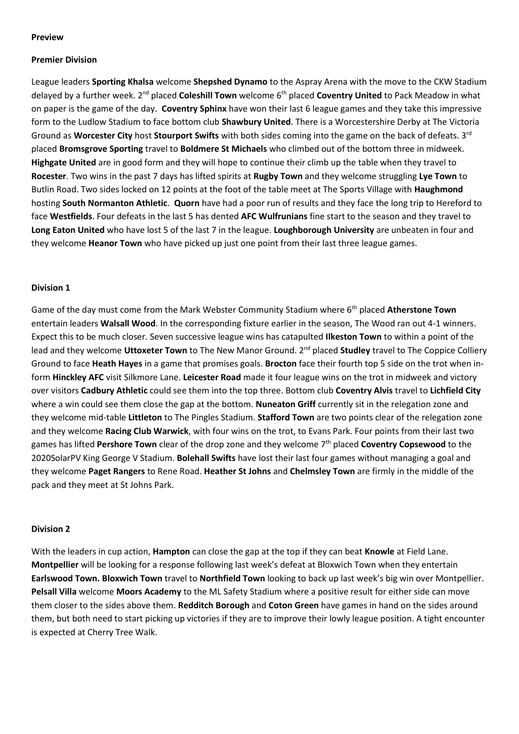**Preview**

**Premier Division**

League leaders **Sporting Khalsa** welcome **Shepshed Dynamo** to the Aspray Arena with the move to the CKW Stadium delayed by a further week. 2nd placed **Coleshill Town** welcome 6th placed **Coventry United** to Pack Meadow in what on paper is the game of the day. **Coventry Sphinx** have won their last 6 league games and they take this impressive form to the Ludlow Stadium to face bottom club **Shawbury United**. There is a Worcestershire Derby at The Victoria Ground as **Worcester City** host **Stourport Swifts** with both sides coming into the game on the back of defeats. 3rd placed **Bromsgrove Sporting** travel to **Boldmere St Michaels** who climbed out of the bottom three in midweek. **Highgate United** are in good form and they will hope to continue their climb up the table when they travel to **Rocester**. Two wins in the past 7 days has lifted spirits at **Rugby Town** and they welcome struggling **Lye Town** to Butlin Road. Two sides locked on 12 points at the foot of the table meet at The Sports Village with **Haughmond** hosting **South Normanton Athletic**. **Quorn** have had a poor run of results and they face the long trip to Hereford to face **Westfields**. Four defeats in the last 5 has dented **AFC Wulfrunians** fine start to the season and they travel to **Long Eaton United** who have lost 5 of the last 7 in the league. **Loughborough University** are unbeaten in four and they welcome **Heanor Town** who have picked up just one point from their last three league games.

**Division 1**

Game of the day must come from the Mark Webster Community Stadium where 6th placed **Atherstone Town** entertain leaders **Walsall Wood**. In the corresponding fixture earlier in the season, The Wood ran out 4-1 winners. Expect this to be much closer. Seven successive league wins has catapulted **Ilkeston Town** to within a point of the lead and they welcome **Uttoxeter Town** to The New Manor Ground. 2nd placed **Studley** travel to The Coppice Colliery Ground to face **Heath Hayes** in a game that promises goals. **Brocton** face their fourth top 5 side on the trot when in-form **Hinckley AFC** visit Silkmore Lane. **Leicester Road** made it four league wins on the trot in midweek and victory over visitors **Cadbury Athletic** could see them into the top three. Bottom club **Coventry Alvis** travel to **Lichfield City** where a win could see them close the gap at the bottom. **Nuneaton Griff** currently sit in the relegation zone and they welcome mid-table **Littleton** to The Pingles Stadium. **Stafford Town** are two points clear of the relegation zone and they welcome **Racing Club Warwick**, with four wins on the trot, to Evans Park. Four points from their last two games has lifted **Pershore Town** clear of the drop zone and they welcome 7th placed **Coventry Copsewood** to the 2020SolarPV King George V Stadium. **Bolehall Swifts** have lost their last four games without managing a goal and they welcome **Paget Rangers** to Rene Road. **Heather St Johns** and **Chelmsley Town** are firmly in the middle of the pack and they meet at St Johns Park.

**Division 2**

With the leaders in cup action, **Hampton** can close the gap at the top if they can beat **Knowle** at Field Lane. **Montpellier** will be looking for a response following last week's defeat at Bloxwich Town when they entertain **Earlswood Town. Bloxwich Town** travel to **Northfield Town** looking to back up last week's big win over Montpellier. **Pelsall Villa** welcome **Moors Academy** to the ML Safety Stadium where a positive result for either side can move them closer to the sides above them. **Redditch Borough** and **Coton Green** have games in hand on the sides around them, but both need to start picking up victories if they are to improve their lowly league position. A tight encounter is expected at Cherry Tree Walk.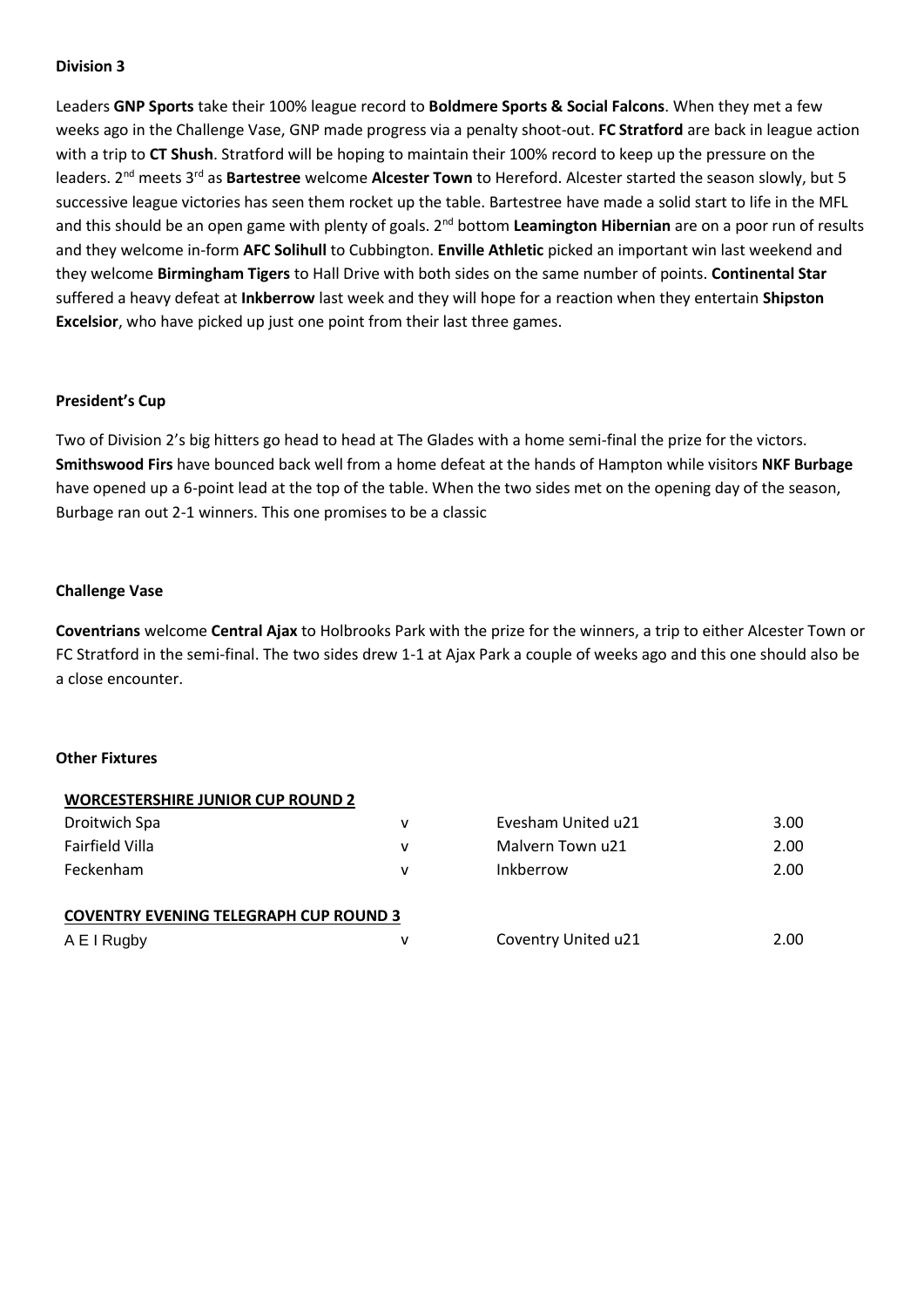### Division 3

Leaders **GNP Sports** take their 100% league record to **Boldmere Sports & Social Falcons**. When they met a few weeks ago in the Challenge Vase, GNP made progress via a penalty shoot-out. **FC Stratford** are back in league action with a trip to **CT Shush**. Stratford will be hoping to maintain their 100% record to keep up the pressure on the leaders. 2nd meets 3rd as **Bartestree** welcome **Alcester Town** to Hereford. Alcester started the season slowly, but 5 successive league victories has seen them rocket up the table. Bartestree have made a solid start to life in the MFL and this should be an open game with plenty of goals. 2nd bottom **Leamington Hibernian** are on a poor run of results and they welcome in-form **AFC Solihull** to Cubbington. **Enville Athletic** picked an important win last weekend and they welcome **Birmingham Tigers** to Hall Drive with both sides on the same number of points. **Continental Star** suffered a heavy defeat at **Inkberrow** last week and they will hope for a reaction when they entertain **Shipston Excelsior**, who have picked up just one point from their last three games.

### President's Cup

Two of Division 2's big hitters go head to head at The Glades with a home semi-final the prize for the victors. **Smithswood Firs** have bounced back well from a home defeat at the hands of Hampton while visitors **NKF Burbage** have opened up a 6-point lead at the top of the table. When the two sides met on the opening day of the season, Burbage ran out 2-1 winners. This one promises to be a classic

### Challenge Vase

**Coventrians** welcome **Central Ajax** to Holbrooks Park with the prize for the winners, a trip to either Alcester Town or FC Stratford in the semi-final. The two sides drew 1-1 at Ajax Park a couple of weeks ago and this one should also be a close encounter.

### Other Fixtures

**WORCESTERSHIRE JUNIOR CUP ROUND 2**

| | | | |
|---|---|---|---|
| Droitwich Spa | v | Evesham United u21 | 3.00 |
| Fairfield Villa | v | Malvern Town u21 | 2.00 |
| Feckenham | v | Inkberrow | 2.00 |

**COVENTRY EVENING TELEGRAPH CUP ROUND 3**

| | | | |
|---|---|---|---|
| A E I Rugby | v | Coventry United u21 | 2.00 |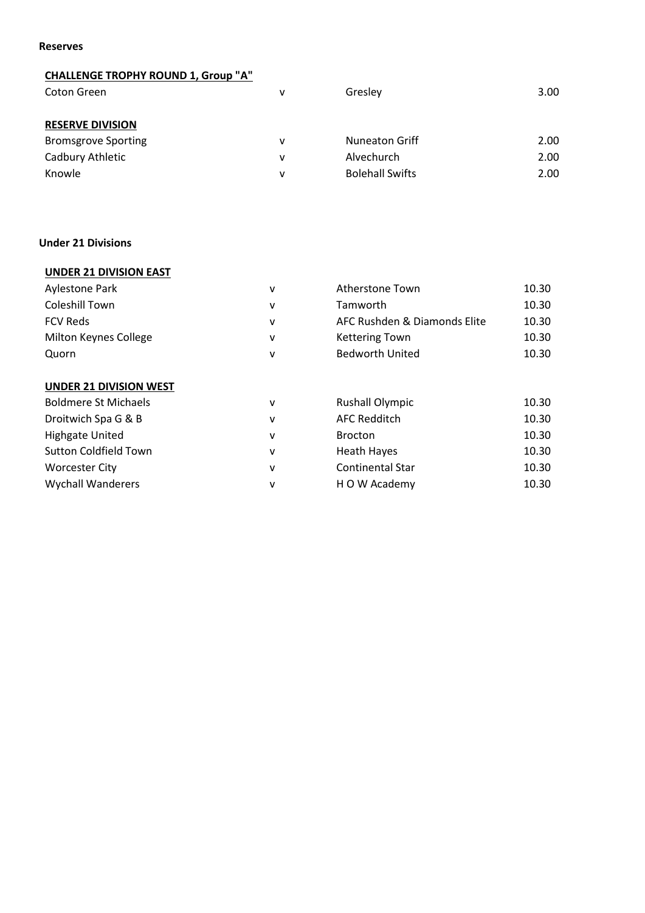**Reserves**

**CHALLENGE TROPHY ROUND 1, Group "A"**

| | | | |
|---|---|---|---|
| Coton Green | v | Gresley | 3.00 |

**RESERVE DIVISION**

| | | | |
|---|---|---|---|
| Bromsgrove Sporting | v | Nuneaton Griff | 2.00 |
| Cadbury Athletic | v | Alvechurch | 2.00 |
| Knowle | v | Bolehall Swifts | 2.00 |

**Under 21 Divisions**

**UNDER 21 DIVISION EAST**

| | | | |
|---|---|---|---|
| Aylestone Park | v | Atherstone Town | 10.30 |
| Coleshill Town | v | Tamworth | 10.30 |
| FCV Reds | v | AFC Rushden & Diamonds Elite | 10.30 |
| Milton Keynes College | v | Kettering Town | 10.30 |
| Quorn | v | Bedworth United | 10.30 |

**UNDER 21 DIVISION WEST**

| | | | |
|---|---|---|---|
| Boldmere St Michaels | v | Rushall Olympic | 10.30 |
| Droitwich Spa G & B | v | AFC Redditch | 10.30 |
| Highgate United | v | Brocton | 10.30 |
| Sutton Coldfield Town | v | Heath Hayes | 10.30 |
| Worcester City | v | Continental Star | 10.30 |
| Wychall Wanderers | v | H O W Academy | 10.30 |